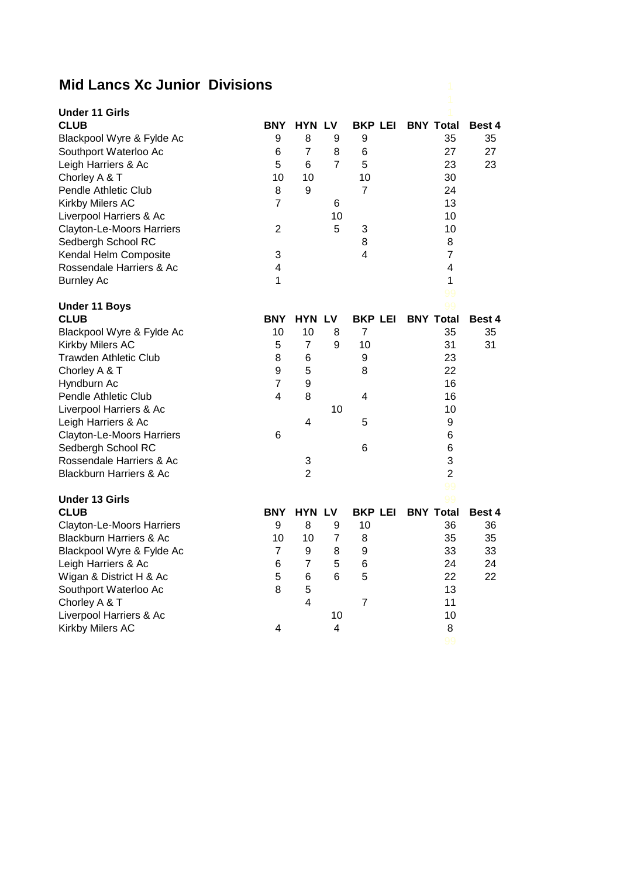# Mid Lancs Xc Junior Divisions

### Under 11 Girls

| CLUB | BNY | HYN | LV | BKP | LEI | BNY | Total | Best 4 |
|---|---|---|---|---|---|---|---|---|
| Blackpool Wyre & Fylde Ac | 9 | 8 | 9 | 9 | | | 35 | 35 |
| Southport Waterloo Ac | 6 | 7 | 8 | 6 | | | 27 | 27 |
| Leigh Harriers & Ac | 5 | 6 | 7 | 5 | | | 23 | 23 |
| Chorley A & T | 10 | 10 | | 10 | | | 30 | |
| Pendle Athletic Club | 8 | 9 | | 7 | | | 24 | |
| Kirkby Milers AC | 7 | | 6 | | | | 13 | |
| Liverpool Harriers & Ac | | | 10 | | | | 10 | |
| Clayton-Le-Moors Harriers | 2 | | 5 | 3 | | | 10 | |
| Sedbergh School RC | | | | 8 | | | 8 | |
| Kendal Helm Composite | 3 | | | 4 | | | 7 | |
| Rossendale Harriers & Ac | 4 | | | | | | 4 | |
| Burnley Ac | 1 | | | | | | 1 | |

### Under 11 Boys

| CLUB | BNY | HYN | LV | BKP | LEI | BNY | Total | Best 4 |
|---|---|---|---|---|---|---|---|---|
| Blackpool Wyre & Fylde Ac | 10 | 10 | 8 | 7 | | | 35 | 35 |
| Kirkby Milers AC | 5 | 7 | 9 | 10 | | | 31 | 31 |
| Trawden Athletic Club | 8 | 6 | | 9 | | | 23 | |
| Chorley A & T | 9 | 5 | | 8 | | | 22 | |
| Hyndburn Ac | 7 | 9 | | | | | 16 | |
| Pendle Athletic Club | 4 | 8 | | 4 | | | 16 | |
| Liverpool Harriers & Ac | | | 10 | | | | 10 | |
| Leigh Harriers & Ac | | 4 | | 5 | | | 9 | |
| Clayton-Le-Moors Harriers | 6 | | | | | | 6 | |
| Sedbergh School RC | | | | 6 | | | 6 | |
| Rossendale Harriers & Ac | | 3 | | | | | 3 | |
| Blackburn Harriers & Ac | | 2 | | | | | 2 | |

### Under 13 Girls

| CLUB | BNY | HYN | LV | BKP | LEI | BNY | Total | Best 4 |
|---|---|---|---|---|---|---|---|---|
| Clayton-Le-Moors Harriers | 9 | 8 | 9 | 10 | | | 36 | 36 |
| Blackburn Harriers & Ac | 10 | 10 | 7 | 8 | | | 35 | 35 |
| Blackpool Wyre & Fylde Ac | 7 | 9 | 8 | 9 | | | 33 | 33 |
| Leigh Harriers & Ac | 6 | 7 | 5 | 6 | | | 24 | 24 |
| Wigan & District H & Ac | 5 | 6 | 6 | 5 | | | 22 | 22 |
| Southport Waterloo Ac | 8 | 5 | | | | | 13 | |
| Chorley A & T | | 4 | | 7 | | | 11 | |
| Liverpool Harriers & Ac | | | 10 | | | | 10 | |
| Kirkby Milers AC | 4 | | 4 | | | | 8 | |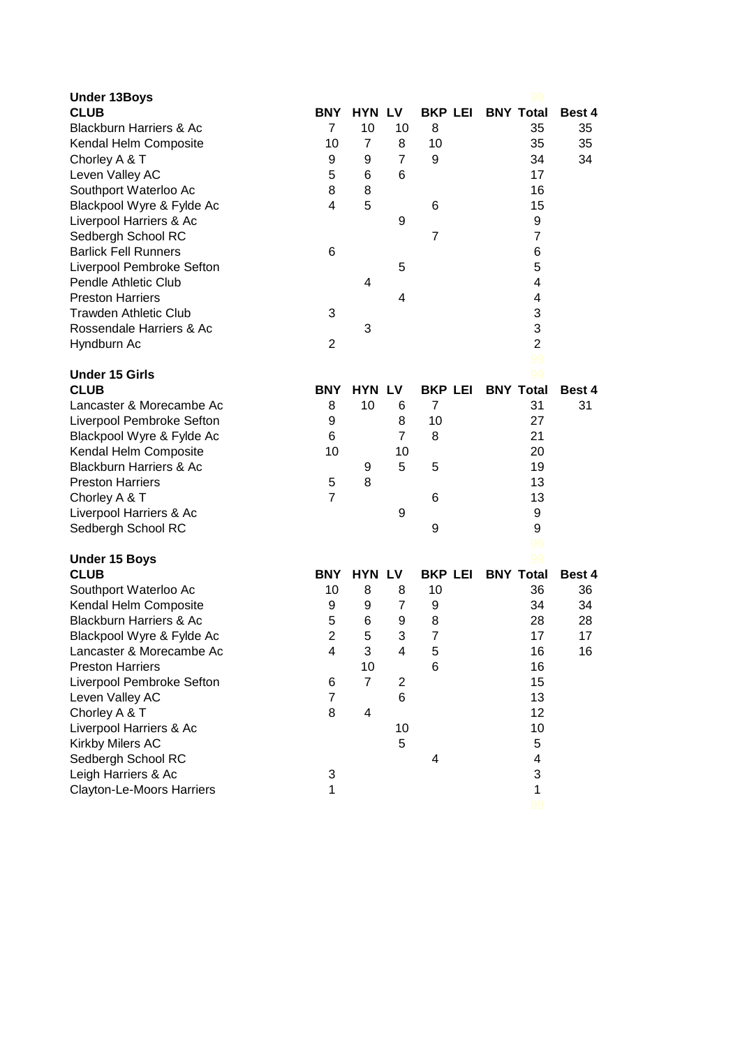**Under 13Boys**

| CLUB | BNY | HYN | LV | BKP | LEI | BNY | Total | Best 4 |
|---|---|---|---|---|---|---|---|---|
| Blackburn Harriers & Ac | 7 | 10 | 10 | 8 | | | 35 | 35 |
| Kendal Helm Composite | 10 | 7 | 8 | 10 | | | 35 | 35 |
| Chorley A & T | 9 | 9 | 7 | 9 | | | 34 | 34 |
| Leven Valley AC | 5 | 6 | 6 | | | | 17 | |
| Southport Waterloo Ac | 8 | 8 | | | | | 16 | |
| Blackpool Wyre & Fylde Ac | 4 | 5 | | 6 | | | 15 | |
| Liverpool Harriers & Ac | | | 9 | | | | 9 | |
| Sedbergh School RC | | | | 7 | | | 7 | |
| Barlick Fell Runners | 6 | | | | | | 6 | |
| Liverpool Pembroke Sefton | | | 5 | | | | 5 | |
| Pendle Athletic Club | | 4 | | | | | 4 | |
| Preston Harriers | | | 4 | | | | 4 | |
| Trawden Athletic Club | 3 | | | | | | 3 | |
| Rossendale Harriers & Ac | | 3 | | | | | 3 | |
| Hyndburn Ac | 2 | | | | | | 2 | |

**Under 15 Girls**

| CLUB | BNY | HYN | LV | BKP | LEI | BNY | Total | Best 4 |
|---|---|---|---|---|---|---|---|---|
| Lancaster & Morecambe Ac | 8 | 10 | 6 | 7 | | | 31 | 31 |
| Liverpool Pembroke Sefton | 9 | | 8 | 10 | | | 27 | |
| Blackpool Wyre & Fylde Ac | 6 | | 7 | 8 | | | 21 | |
| Kendal Helm Composite | 10 | | 10 | | | | 20 | |
| Blackburn Harriers & Ac | | 9 | 5 | 5 | | | 19 | |
| Preston Harriers | 5 | 8 | | | | | 13 | |
| Chorley A & T | 7 | | | 6 | | | 13 | |
| Liverpool Harriers & Ac | | | 9 | | | | 9 | |
| Sedbergh School RC | | | | 9 | | | 9 | |

**Under 15 Boys**

| CLUB | BNY | HYN | LV | BKP | LEI | BNY | Total | Best 4 |
|---|---|---|---|---|---|---|---|---|
| Southport Waterloo Ac | 10 | 8 | 8 | 10 | | | 36 | 36 |
| Kendal Helm Composite | 9 | 9 | 7 | 9 | | | 34 | 34 |
| Blackburn Harriers & Ac | 5 | 6 | 9 | 8 | | | 28 | 28 |
| Blackpool Wyre & Fylde Ac | 2 | 5 | 3 | 7 | | | 17 | 17 |
| Lancaster & Morecambe Ac | 4 | 3 | 4 | 5 | | | 16 | 16 |
| Preston Harriers | | 10 | | 6 | | | 16 | |
| Liverpool Pembroke Sefton | 6 | 7 | 2 | | | | 15 | |
| Leven Valley AC | 7 | | 6 | | | | 13 | |
| Chorley A & T | 8 | 4 | | | | | 12 | |
| Liverpool Harriers & Ac | | | 10 | | | | 10 | |
| Kirkby Milers AC | | | 5 | | | | 5 | |
| Sedbergh School RC | | | | 4 | | | 4 | |
| Leigh Harriers & Ac | 3 | | | | | | 3 | |
| Clayton-Le-Moors Harriers | 1 | | | | | | 1 | |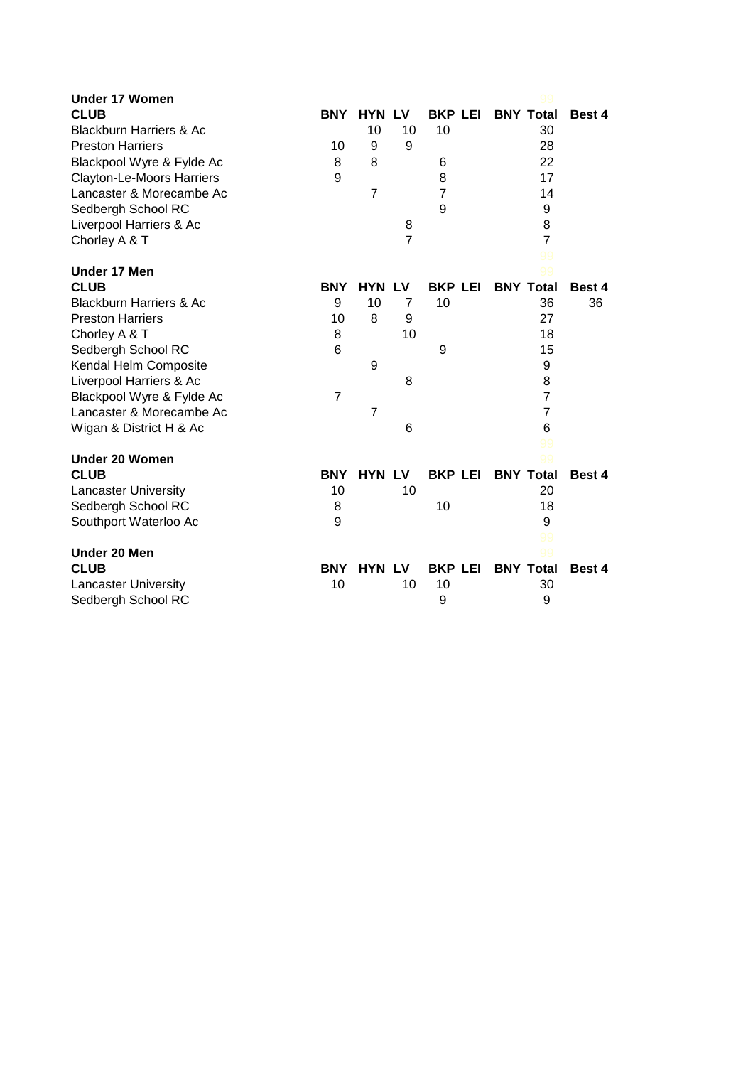**Under 17 Women**

| CLUB | BNY | HYN | LV | BKP | LEI | BNY | Total | Best 4 |
|---|---|---|---|---|---|---|---|---|
| Blackburn Harriers & Ac | | 10 | 10 | 10 | | | 30 | |
| Preston Harriers | 10 | 9 | 9 | | | | 28 | |
| Blackpool Wyre & Fylde Ac | 8 | 8 | | 6 | | | 22 | |
| Clayton-Le-Moors Harriers | 9 | | | 8 | | | 17 | |
| Lancaster & Morecambe Ac | | 7 | | 7 | | | 14 | |
| Sedbergh School RC | | | | 9 | | | 9 | |
| Liverpool Harriers & Ac | | | 8 | | | | 8 | |
| Chorley A & T | | | 7 | | | | 7 | |

**Under 17 Men**

| CLUB | BNY | HYN | LV | BKP | LEI | BNY | Total | Best 4 |
|---|---|---|---|---|---|---|---|---|
| Blackburn Harriers & Ac | 9 | 10 | 7 | 10 | | | 36 | 36 |
| Preston Harriers | 10 | 8 | 9 | | | | 27 | |
| Chorley A & T | 8 | | 10 | | | | 18 | |
| Sedbergh School RC | 6 | | | 9 | | | 15 | |
| Kendal Helm Composite | | 9 | | | | | 9 | |
| Liverpool Harriers & Ac | | | 8 | | | | 8 | |
| Blackpool Wyre & Fylde Ac | 7 | | | | | | 7 | |
| Lancaster & Morecambe Ac | | 7 | | | | | 7 | |
| Wigan & District H & Ac | | | 6 | | | | 6 | |

**Under 20 Women**

| CLUB | BNY | HYN | LV | BKP | LEI | BNY | Total | Best 4 |
|---|---|---|---|---|---|---|---|---|
| Lancaster University | 10 | | 10 | | | | 20 | |
| Sedbergh School RC | 8 | | | 10 | | | 18 | |
| Southport Waterloo Ac | 9 | | | | | | 9 | |

**Under 20 Men**

| CLUB | BNY | HYN | LV | BKP | LEI | BNY | Total | Best 4 |
|---|---|---|---|---|---|---|---|---|
| Lancaster University | 10 | | 10 | 10 | | | 30 | |
| Sedbergh School RC | | | | 9 | | | 9 | |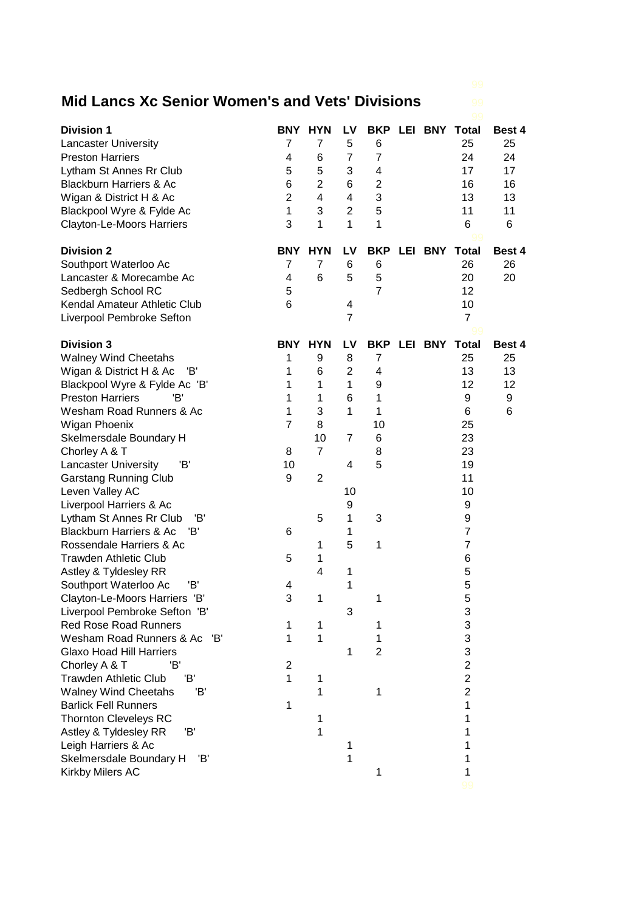# Mid Lancs Xc Senior Women's and Vets' Divisions

| Division 1 | BNY | HYN | LV | BKP | LEI | BNY | Total | Best 4 |
|---|---|---|---|---|---|---|---|---|
| Lancaster University | 7 | 7 | 5 | 6 | | | 25 | 25 |
| Preston Harriers | 4 | 6 | 7 | 7 | | | 24 | 24 |
| Lytham St Annes Rr Club | 5 | 5 | 3 | 4 | | | 17 | 17 |
| Blackburn Harriers & Ac | 6 | 2 | 6 | 2 | | | 16 | 16 |
| Wigan & District H & Ac | 2 | 4 | 4 | 3 | | | 13 | 13 |
| Blackpool Wyre & Fylde Ac | 1 | 3 | 2 | 5 | | | 11 | 11 |
| Clayton-Le-Moors Harriers | 3 | 1 | 1 | 1 | | | 6 | 6 |

| Division 2 | BNY | HYN | LV | BKP | LEI | BNY | Total | Best 4 |
|---|---|---|---|---|---|---|---|---|
| Southport Waterloo Ac | 7 | 7 | 6 | 6 | | | 26 | 26 |
| Lancaster & Morecambe Ac | 4 | 6 | 5 | 5 | | | 20 | 20 |
| Sedbergh School RC | 5 | | | 7 | | | 12 | |
| Kendal Amateur Athletic Club | 6 | | 4 | | | | 10 | |
| Liverpool Pembroke Sefton | | | 7 | | | | 7 | |

| Division 3 | BNY | HYN | LV | BKP | LEI | BNY | Total | Best 4 |
|---|---|---|---|---|---|---|---|---|
| Walney Wind Cheetahs | 1 | 9 | 8 | 7 | | | 25 | 25 |
| Wigan & District H & Ac 'B' | 1 | 6 | 2 | 4 | | | 13 | 13 |
| Blackpool Wyre & Fylde Ac 'B' | 1 | 1 | 1 | 9 | | | 12 | 12 |
| Preston Harriers 'B' | 1 | 1 | 6 | 1 | | | 9 | 9 |
| Wesham Road Runners & Ac | 1 | 3 | 1 | 1 | | | 6 | 6 |
| Wigan Phoenix | 7 | 8 | | 10 | | | 25 | |
| Skelmersdale Boundary H | | 10 | 7 | 6 | | | 23 | |
| Chorley A & T | 8 | 7 | | 8 | | | 23 | |
| Lancaster University 'B' | 10 | | 4 | 5 | | | 19 | |
| Garstang Running Club | 9 | 2 | | | | | 11 | |
| Leven Valley AC | | | 10 | | | | 10 | |
| Liverpool Harriers & Ac | | | 9 | | | | 9 | |
| Lytham St Annes Rr Club 'B' | | 5 | 1 | 3 | | | 9 | |
| Blackburn Harriers & Ac 'B' | 6 | | 1 | | | | 7 | |
| Rossendale Harriers & Ac | | 1 | 5 | 1 | | | 7 | |
| Trawden Athletic Club | 5 | 1 | | | | | 6 | |
| Astley & Tyldesley RR | | 4 | 1 | | | | 5 | |
| Southport Waterloo Ac 'B' | 4 | | 1 | | | | 5 | |
| Clayton-Le-Moors Harriers 'B' | 3 | 1 | | 1 | | | 5 | |
| Liverpool Pembroke Sefton 'B' | | | 3 | | | | 3 | |
| Red Rose Road Runners | 1 | 1 | | 1 | | | 3 | |
| Wesham Road Runners & Ac 'B' | 1 | 1 | | 1 | | | 3 | |
| Glaxo Hoad Hill Harriers | | | 1 | 2 | | | 3 | |
| Chorley A & T 'B' | 2 | | | | | | 2 | |
| Trawden Athletic Club 'B' | 1 | 1 | | | | | 2 | |
| Walney Wind Cheetahs 'B' | | 1 | | 1 | | | 2 | |
| Barlick Fell Runners | 1 | | | | | | 1 | |
| Thornton Cleveleys RC | | 1 | | | | | 1 | |
| Astley & Tyldesley RR 'B' | | 1 | | | | | 1 | |
| Leigh Harriers & Ac | | | 1 | | | | 1 | |
| Skelmersdale Boundary H 'B' | | | 1 | | | | 1 | |
| Kirkby Milers AC | | | | 1 | | | 1 | |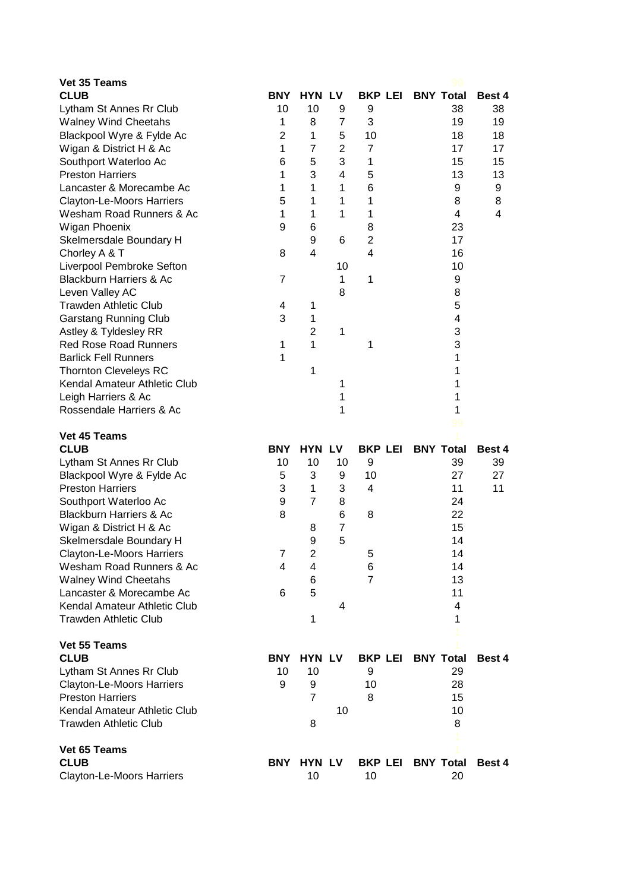**Vet 35 Teams**

| CLUB | BNY | HYN | LV | BKP | LEI | BNY | Total | Best 4 |
|---|---|---|---|---|---|---|---|---|
| Lytham St Annes Rr Club | 10 | 10 | 9 | 9 | | | 38 | 38 |
| Walney Wind Cheetahs | 1 | 8 | 7 | 3 | | | 19 | 19 |
| Blackpool Wyre & Fylde Ac | 2 | 1 | 5 | 10 | | | 18 | 18 |
| Wigan & District H & Ac | 1 | 7 | 2 | 7 | | | 17 | 17 |
| Southport Waterloo Ac | 6 | 5 | 3 | 1 | | | 15 | 15 |
| Preston Harriers | 1 | 3 | 4 | 5 | | | 13 | 13 |
| Lancaster & Morecambe Ac | 1 | 1 | 1 | 6 | | | 9 | 9 |
| Clayton-Le-Moors Harriers | 5 | 1 | 1 | 1 | | | 8 | 8 |
| Wesham Road Runners & Ac | 1 | 1 | 1 | 1 | | | 4 | 4 |
| Wigan Phoenix | 9 | 6 | | 8 | | | 23 | |
| Skelmersdale Boundary H | | 9 | 6 | 2 | | | 17 | |
| Chorley A & T | 8 | 4 | | 4 | | | 16 | |
| Liverpool Pembroke Sefton | | | 10 | | | | 10 | |
| Blackburn Harriers & Ac | 7 | | 1 | 1 | | | 9 | |
| Leven Valley AC | | | 8 | | | | 8 | |
| Trawden Athletic Club | 4 | 1 | | | | | 5 | |
| Garstang Running Club | 3 | 1 | | | | | 4 | |
| Astley & Tyldesley RR | | 2 | 1 | | | | 3 | |
| Red Rose Road Runners | 1 | 1 | | 1 | | | 3 | |
| Barlick Fell Runners | 1 | | | | | | 1 | |
| Thornton Cleveleys RC | | 1 | | | | | 1 | |
| Kendal Amateur Athletic Club | | | 1 | | | | 1 | |
| Leigh Harriers & Ac | | | 1 | | | | 1 | |
| Rossendale Harriers & Ac | | | 1 | | | | 1 | |

**Vet 45 Teams**

| CLUB | BNY | HYN | LV | BKP | LEI | BNY | Total | Best 4 |
|---|---|---|---|---|---|---|---|---|
| Lytham St Annes Rr Club | 10 | 10 | 10 | 9 | | | 39 | 39 |
| Blackpool Wyre & Fylde Ac | 5 | 3 | 9 | 10 | | | 27 | 27 |
| Preston Harriers | 3 | 1 | 3 | 4 | | | 11 | 11 |
| Southport Waterloo Ac | 9 | 7 | 8 | | | | 24 | |
| Blackburn Harriers & Ac | 8 | | 6 | 8 | | | 22 | |
| Wigan & District H & Ac | | 8 | 7 | | | | 15 | |
| Skelmersdale Boundary H | | 9 | 5 | | | | 14 | |
| Clayton-Le-Moors Harriers | 7 | 2 | | 5 | | | 14 | |
| Wesham Road Runners & Ac | 4 | 4 | | 6 | | | 14 | |
| Walney Wind Cheetahs | | 6 | | 7 | | | 13 | |
| Lancaster & Morecambe Ac | 6 | 5 | | | | | 11 | |
| Kendal Amateur Athletic Club | | | 4 | | | | 4 | |
| Trawden Athletic Club | | 1 | | | | | 1 | |

**Vet 55 Teams**

| CLUB | BNY | HYN | LV | BKP | LEI | BNY | Total | Best 4 |
|---|---|---|---|---|---|---|---|---|
| Lytham St Annes Rr Club | 10 | 10 | | 9 | | | 29 | |
| Clayton-Le-Moors Harriers | 9 | 9 | | 10 | | | 28 | |
| Preston Harriers | | 7 | | 8 | | | 15 | |
| Kendal Amateur Athletic Club | | | 10 | | | | 10 | |
| Trawden Athletic Club | | 8 | | | | | 8 | |

**Vet 65 Teams**

| CLUB | BNY | HYN | LV | BKP | LEI | BNY | Total | Best 4 |
|---|---|---|---|---|---|---|---|---|
| Clayton-Le-Moors Harriers | | 10 | | 10 | | | 20 | |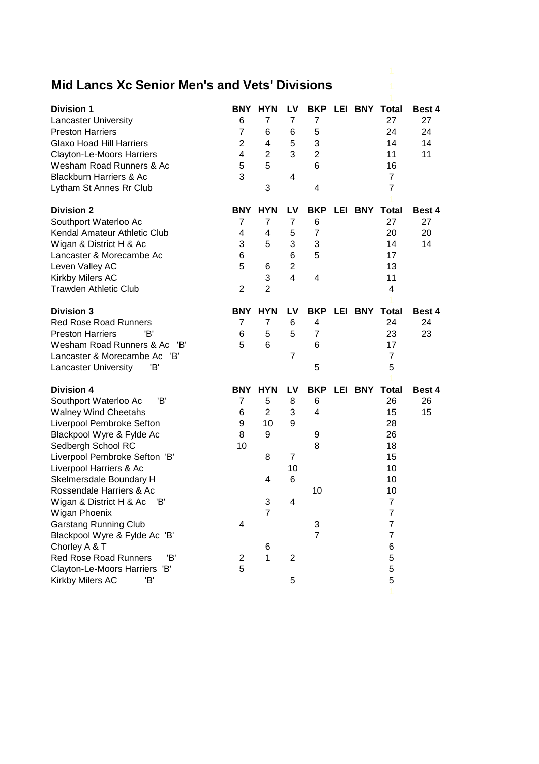# Mid Lancs Xc Senior Men's and Vets' Divisions

| Division 1 | BNY | HYN | LV | BKP | LEI | BNY | Total | Best 4 |
|---|---|---|---|---|---|---|---|---|
| Lancaster University | 6 | 7 | 7 | 7 | | | 27 | 27 |
| Preston Harriers | 7 | 6 | 6 | 5 | | | 24 | 24 |
| Glaxo Hoad Hill Harriers | 2 | 4 | 5 | 3 | | | 14 | 14 |
| Clayton-Le-Moors Harriers | 4 | 2 | 3 | 2 | | | 11 | 11 |
| Wesham Road Runners & Ac | 5 | 5 | | 6 | | | 16 | |
| Blackburn Harriers & Ac | 3 | | 4 | | | | 7 | |
| Lytham St Annes Rr Club | | 3 | | 4 | | | 7 | |

| Division 2 | BNY | HYN | LV | BKP | LEI | BNY | Total | Best 4 |
|---|---|---|---|---|---|---|---|---|
| Southport Waterloo Ac | 7 | 7 | 7 | 6 | | | 27 | 27 |
| Kendal Amateur Athletic Club | 4 | 4 | 5 | 7 | | | 20 | 20 |
| Wigan & District H & Ac | 3 | 5 | 3 | 3 | | | 14 | 14 |
| Lancaster & Morecambe Ac | 6 | | 6 | 5 | | | 17 | |
| Leven Valley AC | 5 | 6 | 2 | | | | 13 | |
| Kirkby Milers AC | | 3 | 4 | 4 | | | 11 | |
| Trawden Athletic Club | 2 | 2 | | | | | 4 | |

| Division 3 | BNY | HYN | LV | BKP | LEI | BNY | Total | Best 4 |
|---|---|---|---|---|---|---|---|---|
| Red Rose Road Runners | 7 | 7 | 6 | 4 | | | 24 | 24 |
| Preston Harriers 'B' | 6 | 5 | 5 | 7 | | | 23 | 23 |
| Wesham Road Runners & Ac 'B' | 5 | 6 | | 6 | | | 17 | |
| Lancaster & Morecambe Ac 'B' | | | 7 | | | | 7 | |
| Lancaster University 'B' | | | | 5 | | | 5 | |

| Division 4 | BNY | HYN | LV | BKP | LEI | BNY | Total | Best 4 |
|---|---|---|---|---|---|---|---|---|
| Southport Waterloo Ac 'B' | 7 | 5 | 8 | 6 | | | 26 | 26 |
| Walney Wind Cheetahs | 6 | 2 | 3 | 4 | | | 15 | 15 |
| Liverpool Pembroke Sefton | 9 | 10 | 9 | | | | 28 | |
| Blackpool Wyre & Fylde Ac | 8 | 9 | | 9 | | | 26 | |
| Sedbergh School RC | 10 | | | 8 | | | 18 | |
| Liverpool Pembroke Sefton 'B' | | 8 | 7 | | | | 15 | |
| Liverpool Harriers & Ac | | | 10 | | | | 10 | |
| Skelmersdale Boundary H | | 4 | 6 | | | | 10 | |
| Rossendale Harriers & Ac | | | | 10 | | | 10 | |
| Wigan & District H & Ac 'B' | | 3 | 4 | | | | 7 | |
| Wigan Phoenix | | 7 | | | | | 7 | |
| Garstang Running Club | 4 | | | 3 | | | 7 | |
| Blackpool Wyre & Fylde Ac 'B' | | | | 7 | | | 7 | |
| Chorley A & T | | 6 | | | | | 6 | |
| Red Rose Road Runners 'B' | 2 | 1 | 2 | | | | 5 | |
| Clayton-Le-Moors Harriers 'B' | 5 | | | | | | 5 | |
| Kirkby Milers AC 'B' | | | 5 | | | | 5 | |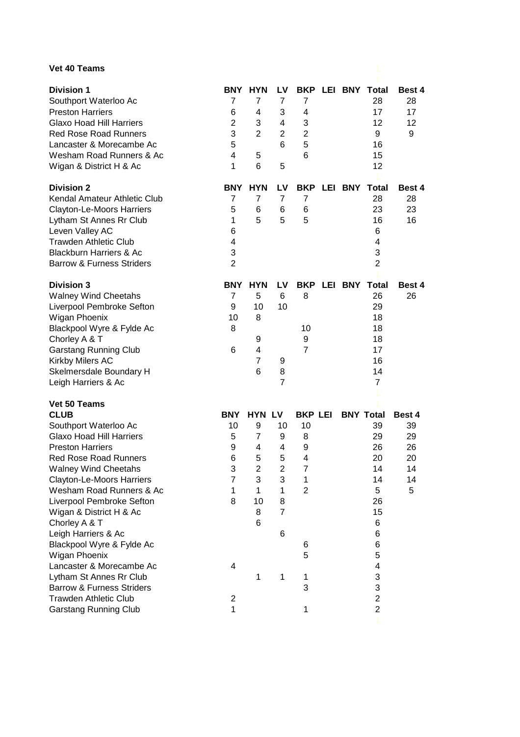**Vet 40 Teams**

| **Division 1** | **BNY** | **HYN** | **LV** | **BKP** | **LEI** | **BNY** | **Total** | **Best 4** |
|---|---|---|---|---|---|---|---|---|
| Southport Waterloo Ac | 7 | 7 | 7 | 7 | | | 28 | 28 |
| Preston Harriers | 6 | 4 | 3 | 4 | | | 17 | 17 |
| Glaxo Hoad Hill Harriers | 2 | 3 | 4 | 3 | | | 12 | 12 |
| Red Rose Road Runners | 3 | 2 | 2 | 2 | | | 9 | 9 |
| Lancaster & Morecambe Ac | 5 | | 6 | 5 | | | 16 | |
| Wesham Road Runners & Ac | 4 | 5 | | 6 | | | 15 | |
| Wigan & District H & Ac | 1 | 6 | 5 | | | | 12 | |

| **Division 2** | **BNY** | **HYN** | **LV** | **BKP** | **LEI** | **BNY** | **Total** | **Best 4** |
|---|---|---|---|---|---|---|---|---|
| Kendal Amateur Athletic Club | 7 | 7 | 7 | 7 | | | 28 | 28 |
| Clayton-Le-Moors Harriers | 5 | 6 | 6 | 6 | | | 23 | 23 |
| Lytham St Annes Rr Club | 1 | 5 | 5 | 5 | | | 16 | 16 |
| Leven Valley AC | 6 | | | | | | 6 | |
| Trawden Athletic Club | 4 | | | | | | 4 | |
| Blackburn Harriers & Ac | 3 | | | | | | 3 | |
| Barrow & Furness Striders | 2 | | | | | | 2 | |

| **Division 3** | **BNY** | **HYN** | **LV** | **BKP** | **LEI** | **BNY** | **Total** | **Best 4** |
|---|---|---|---|---|---|---|---|---|
| Walney Wind Cheetahs | 7 | 5 | 6 | 8 | | | 26 | 26 |
| Liverpool Pembroke Sefton | 9 | 10 | 10 | | | | 29 | |
| Wigan Phoenix | 10 | 8 | | | | | 18 | |
| Blackpool Wyre & Fylde Ac | 8 | | | 10 | | | 18 | |
| Chorley A & T | | 9 | | 9 | | | 18 | |
| Garstang Running Club | 6 | 4 | | 7 | | | 17 | |
| Kirkby Milers AC | | 7 | 9 | | | | 16 | |
| Skelmersdale Boundary H | | 6 | 8 | | | | 14 | |
| Leigh Harriers & Ac | | | 7 | | | | 7 | |

**Vet 50 Teams**

| **CLUB** | **BNY** | **HYN** | **LV** | **BKP** | **LEI** | **BNY** | **Total** | **Best 4** |
|---|---|---|---|---|---|---|---|---|
| Southport Waterloo Ac | 10 | 9 | 10 | 10 | | | 39 | 39 |
| Glaxo Hoad Hill Harriers | 5 | 7 | 9 | 8 | | | 29 | 29 |
| Preston Harriers | 9 | 4 | 4 | 9 | | | 26 | 26 |
| Red Rose Road Runners | 6 | 5 | 5 | 4 | | | 20 | 20 |
| Walney Wind Cheetahs | 3 | 2 | 2 | 7 | | | 14 | 14 |
| Clayton-Le-Moors Harriers | 7 | 3 | 3 | 1 | | | 14 | 14 |
| Wesham Road Runners & Ac | 1 | 1 | 1 | 2 | | | 5 | 5 |
| Liverpool Pembroke Sefton | 8 | 10 | 8 | | | | 26 | |
| Wigan & District H & Ac | | 8 | 7 | | | | 15 | |
| Chorley A & T | | 6 | | | | | 6 | |
| Leigh Harriers & Ac | | | 6 | | | | 6 | |
| Blackpool Wyre & Fylde Ac | | | | 6 | | | 6 | |
| Wigan Phoenix | | | | 5 | | | 5 | |
| Lancaster & Morecambe Ac | 4 | | | | | | 4 | |
| Lytham St Annes Rr Club | | 1 | 1 | 1 | | | 3 | |
| Barrow & Furness Striders | | | | 3 | | | 3 | |
| Trawden Athletic Club | 2 | | | | | | 2 | |
| Garstang Running Club | 1 | | | 1 | | | 2 | |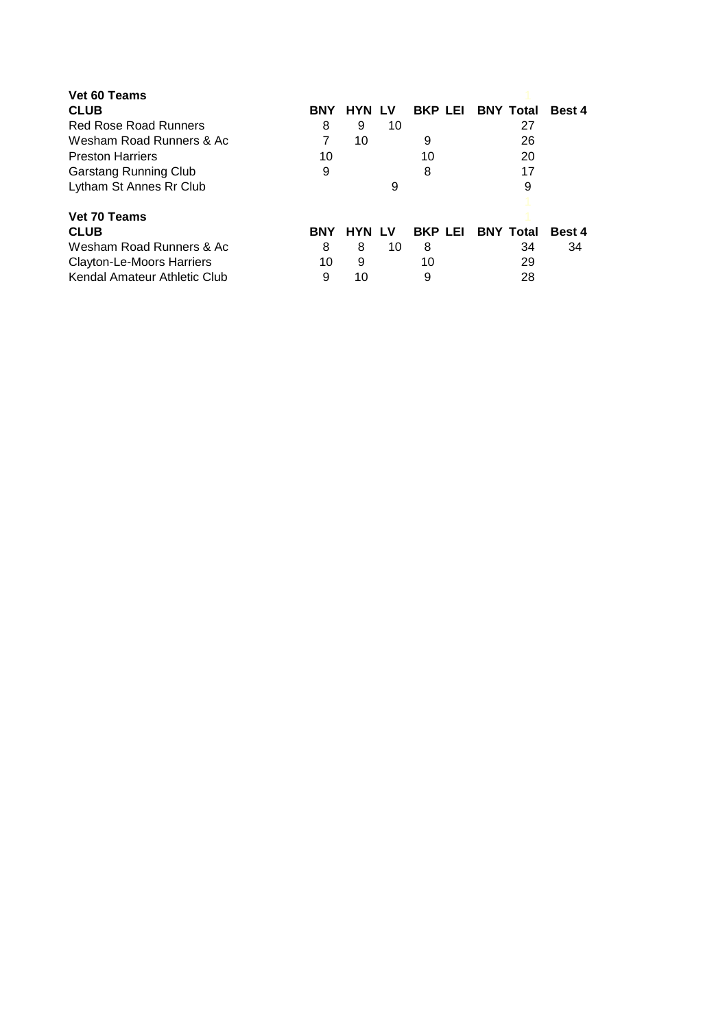**Vet 60 Teams**

| CLUB | BNY | HYN | LV | BKP | LEI | BNY | Total | Best 4 |
|---|---|---|---|---|---|---|---|---|
| Red Rose Road Runners | 8 | 9 | 10 | | | | 27 | |
| Wesham Road Runners & Ac | 7 | 10 | | 9 | | | 26 | |
| Preston Harriers | 10 | | | 10 | | | 20 | |
| Garstang Running Club | 9 | | | 8 | | | 17 | |
| Lytham St Annes Rr Club | | | 9 | | | | 9 | |

**Vet 70 Teams**

| CLUB | BNY | HYN | LV | BKP | LEI | BNY | Total | Best 4 |
|---|---|---|---|---|---|---|---|---|
| Wesham Road Runners & Ac | 8 | 8 | 10 | 8 | | | 34 | 34 |
| Clayton-Le-Moors Harriers | 10 | 9 | | 10 | | | 29 | |
| Kendal Amateur Athletic Club | 9 | 10 | | 9 | | | 28 | |